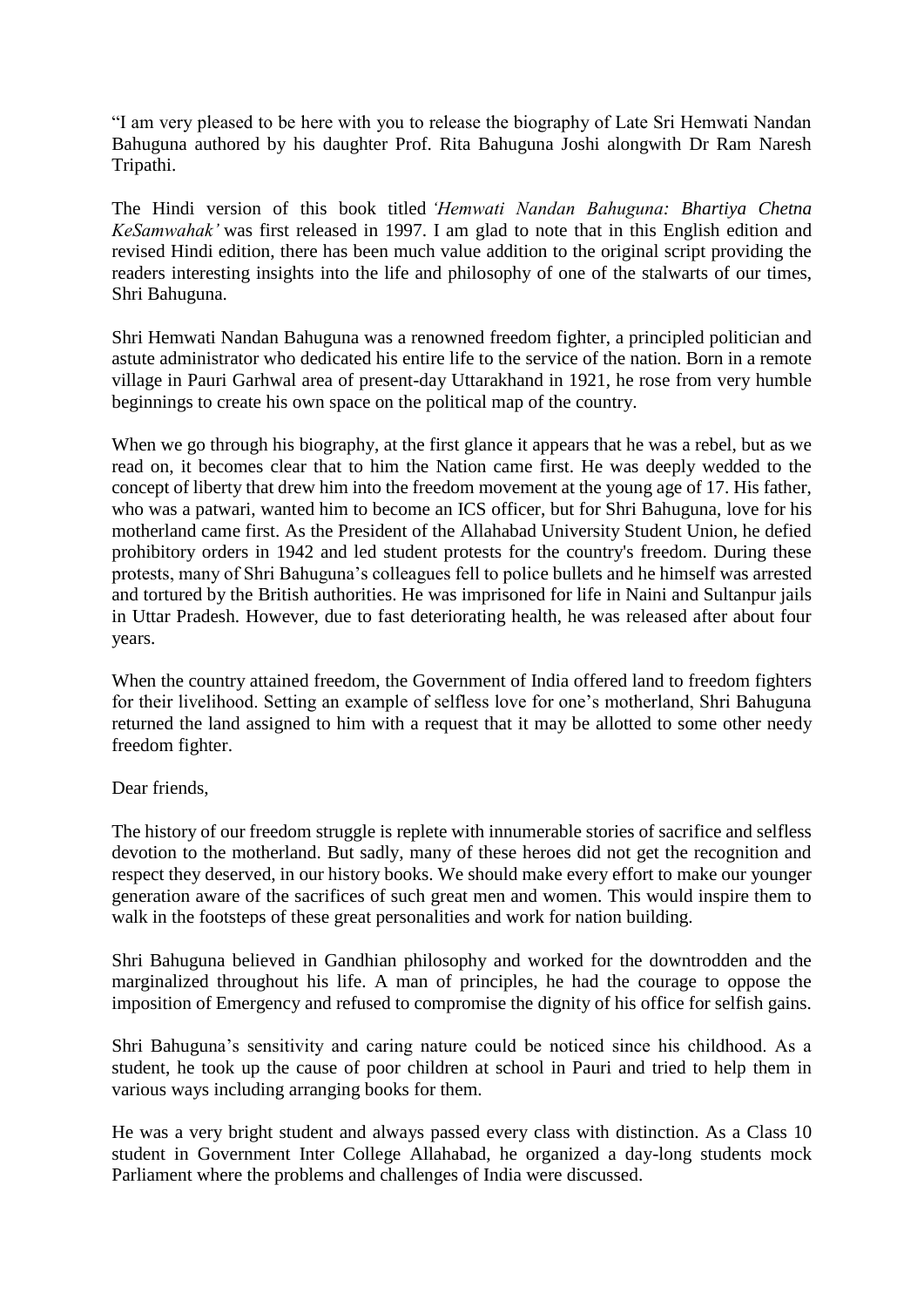"I am very pleased to be here with you to release the biography of Late Sri Hemwati Nandan Bahuguna authored by his daughter Prof. Rita Bahuguna Joshi alongwith Dr Ram Naresh Tripathi.

The Hindi version of this book titled *'Hemwati Nandan Bahuguna: Bhartiya Chetna KeSamwahak'* was first released in 1997. I am glad to note that in this English edition and revised Hindi edition, there has been much value addition to the original script providing the readers interesting insights into the life and philosophy of one of the stalwarts of our times, Shri Bahuguna.

Shri Hemwati Nandan Bahuguna was a renowned freedom fighter, a principled politician and astute administrator who dedicated his entire life to the service of the nation. Born in a remote village in Pauri Garhwal area of present-day Uttarakhand in 1921, he rose from very humble beginnings to create his own space on the political map of the country.

When we go through his biography, at the first glance it appears that he was a rebel, but as we read on, it becomes clear that to him the Nation came first. He was deeply wedded to the concept of liberty that drew him into the freedom movement at the young age of 17. His father, who was a patwari, wanted him to become an ICS officer, but for Shri Bahuguna, love for his motherland came first. As the President of the Allahabad University Student Union, he defied prohibitory orders in 1942 and led student protests for the country's freedom. During these protests, many of Shri Bahuguna's colleagues fell to police bullets and he himself was arrested and tortured by the British authorities. He was imprisoned for life in Naini and Sultanpur jails in Uttar Pradesh. However, due to fast deteriorating health, he was released after about four years.

When the country attained freedom, the Government of India offered land to freedom fighters for their livelihood. Setting an example of selfless love for one's motherland, Shri Bahuguna returned the land assigned to him with a request that it may be allotted to some other needy freedom fighter.

Dear friends,

The history of our freedom struggle is replete with innumerable stories of sacrifice and selfless devotion to the motherland. But sadly, many of these heroes did not get the recognition and respect they deserved, in our history books. We should make every effort to make our younger generation aware of the sacrifices of such great men and women. This would inspire them to walk in the footsteps of these great personalities and work for nation building.

Shri Bahuguna believed in Gandhian philosophy and worked for the downtrodden and the marginalized throughout his life. A man of principles, he had the courage to oppose the imposition of Emergency and refused to compromise the dignity of his office for selfish gains.

Shri Bahuguna's sensitivity and caring nature could be noticed since his childhood. As a student, he took up the cause of poor children at school in Pauri and tried to help them in various ways including arranging books for them.

He was a very bright student and always passed every class with distinction. As a Class 10 student in Government Inter College Allahabad, he organized a day-long students mock Parliament where the problems and challenges of India were discussed.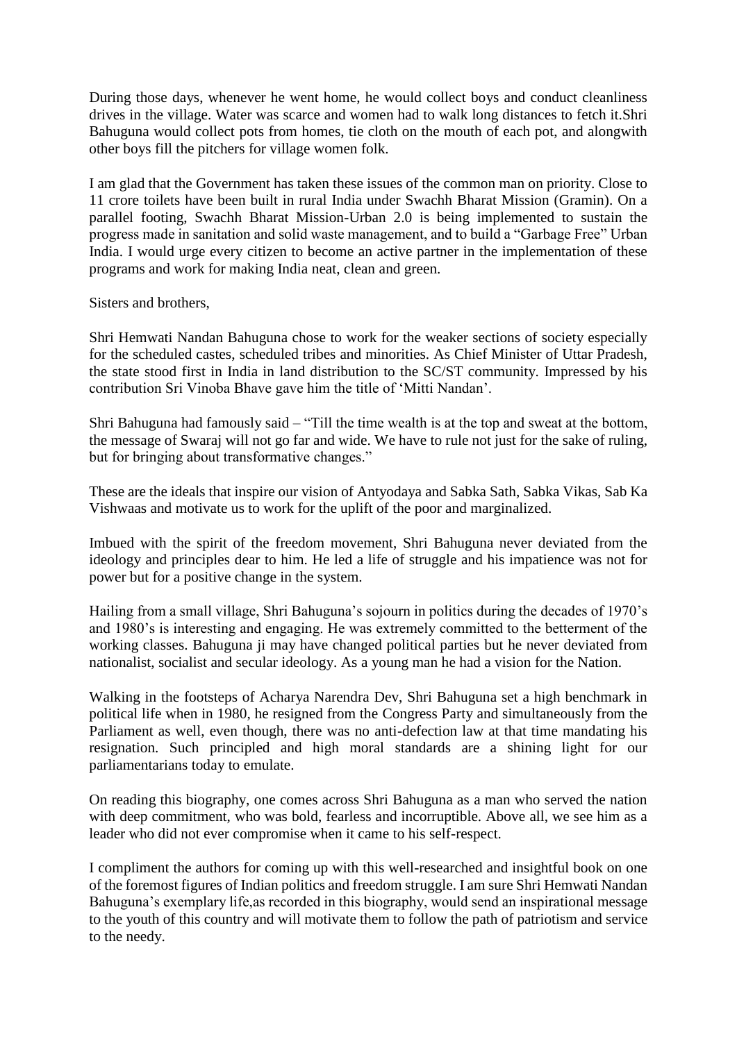During those days, whenever he went home, he would collect boys and conduct cleanliness drives in the village. Water was scarce and women had to walk long distances to fetch it.Shri Bahuguna would collect pots from homes, tie cloth on the mouth of each pot, and alongwith other boys fill the pitchers for village women folk.

I am glad that the Government has taken these issues of the common man on priority. Close to 11 crore toilets have been built in rural India under Swachh Bharat Mission (Gramin). On a parallel footing, Swachh Bharat Mission-Urban 2.0 is being implemented to sustain the progress made in sanitation and solid waste management, and to build a "Garbage Free" Urban India. I would urge every citizen to become an active partner in the implementation of these programs and work for making India neat, clean and green.

Sisters and brothers,

Shri Hemwati Nandan Bahuguna chose to work for the weaker sections of society especially for the scheduled castes, scheduled tribes and minorities. As Chief Minister of Uttar Pradesh, the state stood first in India in land distribution to the SC/ST community. Impressed by his contribution Sri Vinoba Bhave gave him the title of 'Mitti Nandan'.

Shri Bahuguna had famously said – "Till the time wealth is at the top and sweat at the bottom, the message of Swaraj will not go far and wide. We have to rule not just for the sake of ruling, but for bringing about transformative changes."

These are the ideals that inspire our vision of Antyodaya and Sabka Sath, Sabka Vikas, Sab Ka Vishwaas and motivate us to work for the uplift of the poor and marginalized.

Imbued with the spirit of the freedom movement, Shri Bahuguna never deviated from the ideology and principles dear to him. He led a life of struggle and his impatience was not for power but for a positive change in the system.

Hailing from a small village, Shri Bahuguna's sojourn in politics during the decades of 1970's and 1980's is interesting and engaging. He was extremely committed to the betterment of the working classes. Bahuguna ji may have changed political parties but he never deviated from nationalist, socialist and secular ideology. As a young man he had a vision for the Nation.

Walking in the footsteps of Acharya Narendra Dev, Shri Bahuguna set a high benchmark in political life when in 1980, he resigned from the Congress Party and simultaneously from the Parliament as well, even though, there was no anti-defection law at that time mandating his resignation. Such principled and high moral standards are a shining light for our parliamentarians today to emulate.

On reading this biography, one comes across Shri Bahuguna as a man who served the nation with deep commitment, who was bold, fearless and incorruptible. Above all, we see him as a leader who did not ever compromise when it came to his self-respect.

I compliment the authors for coming up with this well-researched and insightful book on one of the foremost figures of Indian politics and freedom struggle. I am sure Shri Hemwati Nandan Bahuguna's exemplary life,as recorded in this biography, would send an inspirational message to the youth of this country and will motivate them to follow the path of patriotism and service to the needy.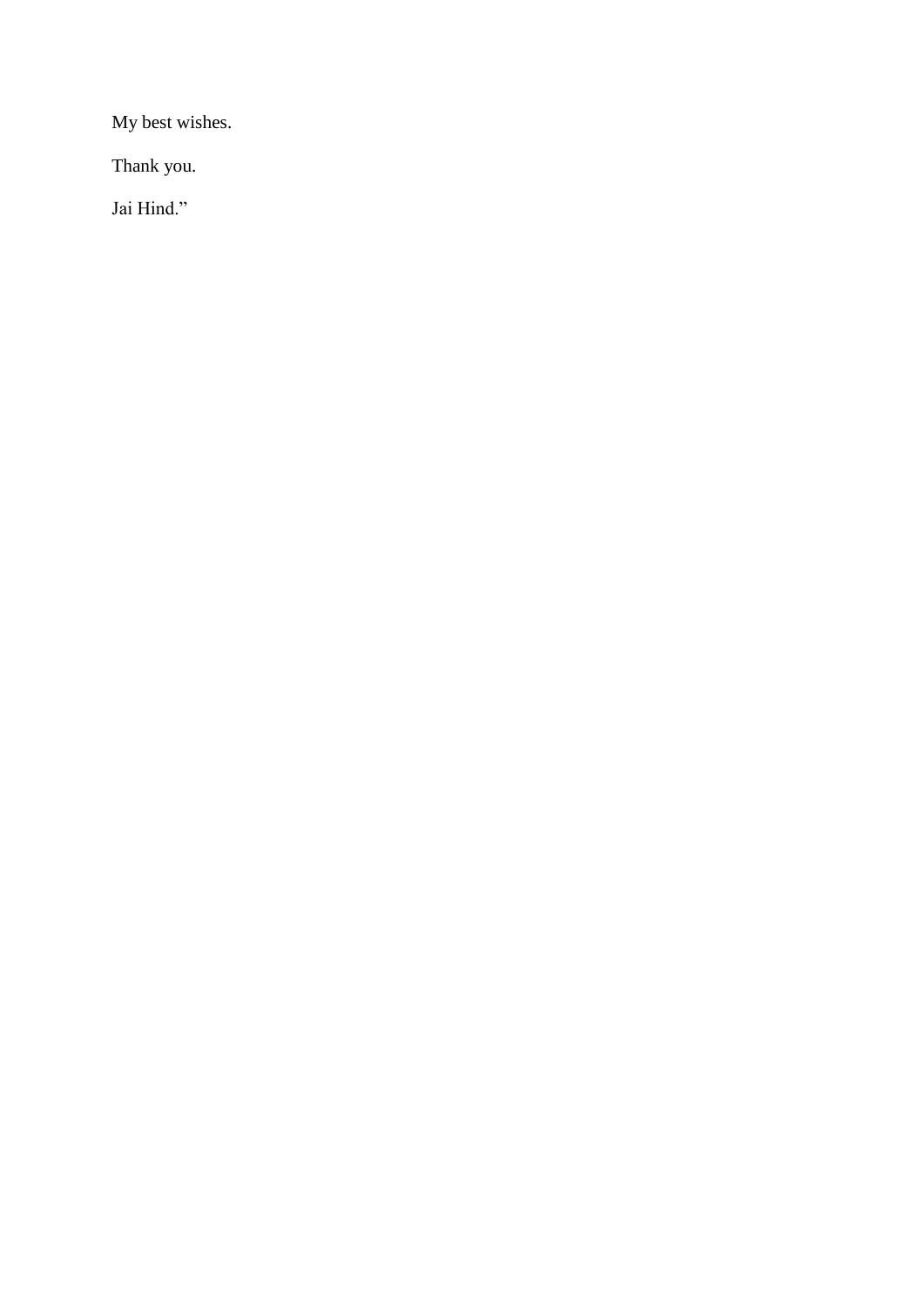My best wishes.

Thank you.

Jai Hind."